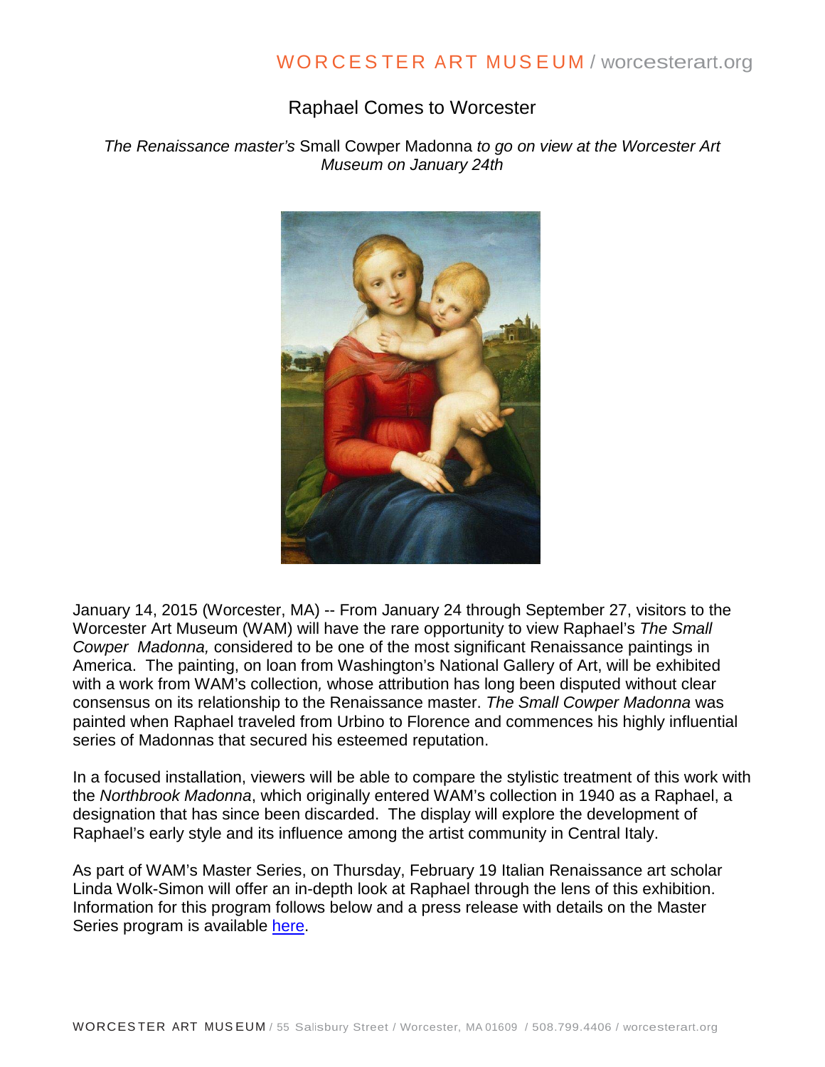# Raphael Comes to Worcester

*The Renaissance master's* Small Cowper Madonna *to go on view at the Worcester Art Museum on January 24th*

January 14, 2015 (Worcester, MA) -- From January 24 through September 27, visitors to the Worcester Art Museum (WAM) will have the rare opportunity to view Raphael's *The Small Cowper Madonna,* considered to be one of the most significant Renaissance paintings in America. The painting, on loan from Washington's National Gallery of Art, will be exhibited with a work from WAM's collection*,* whose attribution has long been disputed without clear consensus on its relationship to the Renaissance master. *The Small Cowper Madonna* was painted when Raphael traveled from Urbino to Florence and commences his highly influential series of Madonnas that secured his esteemed reputation.

In a focused installation, viewers will be able to compare the stylistic treatment of this work with the *Northbrook Madonna*, which originally entered WAM's collection in 1940 as a Raphael, a designation that has since been discarded. The display will explore the development of Raphael's early style and its influence among the artist community in Central Italy.

As part of WAM's Master Series, on Thursday, February 19 Italian Renaissance art scholar Linda Wolk-Simon will offer an in-depth look at Raphael through the lens of this exhibition. Information for this program follows below and a press release with details on the Master Series program is available [here](#).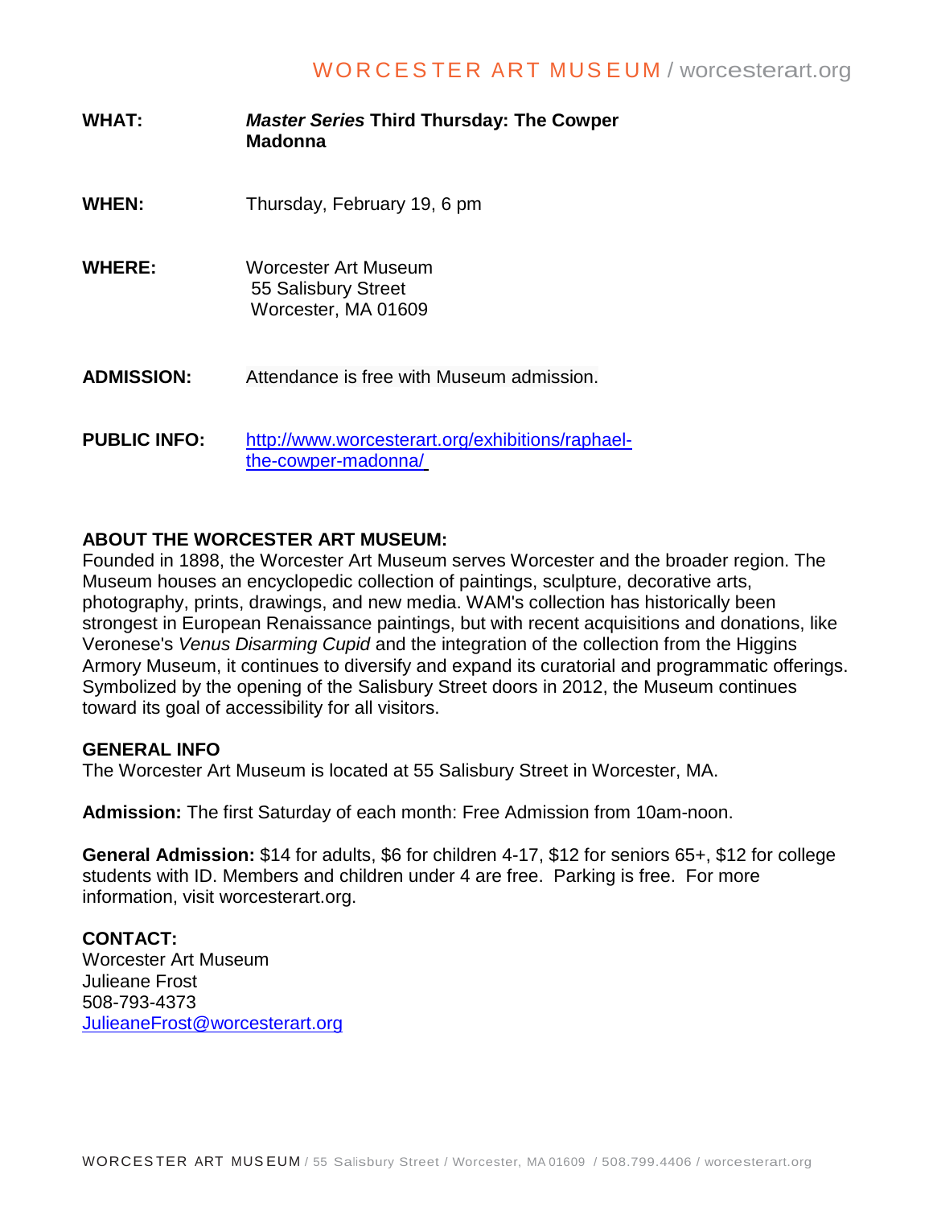**WHAT:** ***Master Series*** **Third Thursday: The Cowper Madonna**

**WHEN:** Thursday, February 19, 6 pm

**WHERE:** Worcester Art Museum
55 Salisbury Street
Worcester, MA 01609

**ADMISSION:** Attendance is free with Museum admission.

**PUBLIC INFO:** http://www.worcesterart.org/exhibitions/raphael-the-cowper-madonna/

**ABOUT THE WORCESTER ART MUSEUM:**
Founded in 1898, the Worcester Art Museum serves Worcester and the broader region. The Museum houses an encyclopedic collection of paintings, sculpture, decorative arts, photography, prints, drawings, and new media. WAM's collection has historically been strongest in European Renaissance paintings, but with recent acquisitions and donations, like Veronese's *Venus Disarming Cupid* and the integration of the collection from the Higgins Armory Museum, it continues to diversify and expand its curatorial and programmatic offerings. Symbolized by the opening of the Salisbury Street doors in 2012, the Museum continues toward its goal of accessibility for all visitors.

**GENERAL INFO**
The Worcester Art Museum is located at 55 Salisbury Street in Worcester, MA.

**Admission:** The first Saturday of each month: Free Admission from 10am-noon.

**General Admission:** $14 for adults, $6 for children 4-17, $12 for seniors 65+, $12 for college students with ID. Members and children under 4 are free. Parking is free. For more information, visit worcesterart.org.

**CONTACT:**
Worcester Art Museum
Julieane Frost
508-793-4373
JulieaneFrost@worcesterart.org